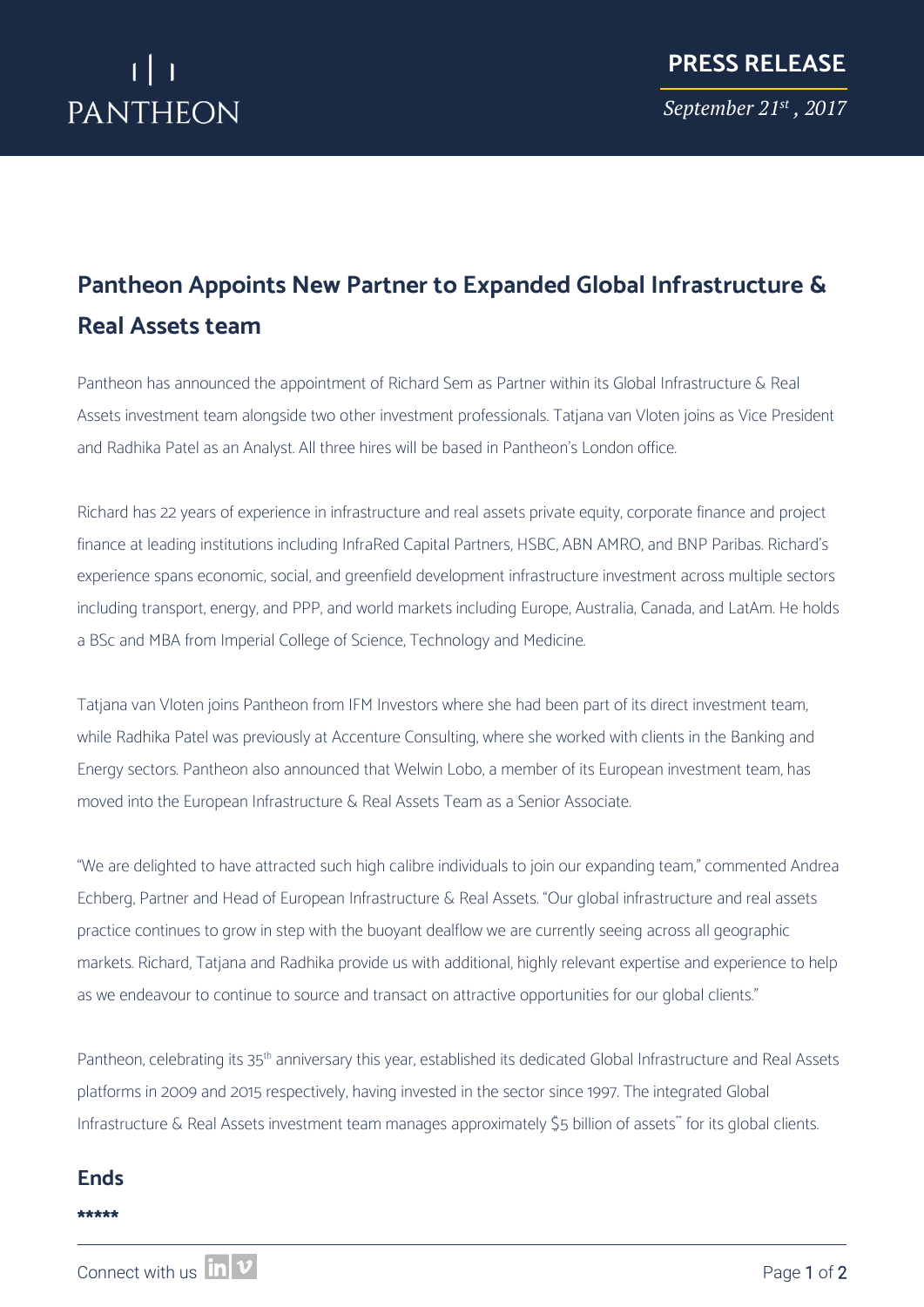PANTHEON

**PRESS RELEASE**

*September 21st , 2017*

# Pantheon Appoints New Partner to Expanded Global Infrastructure & Real Assets team

Pantheon has announced the appointment of Richard Sem as Partner within its Global Infrastructure & Real Assets investment team alongside two other investment professionals. Tatjana van Vloten joins as Vice President and Radhika Patel as an Analyst. All three hires will be based in Pantheon's London office.

Richard has 22 years of experience in infrastructure and real assets private equity, corporate finance and project finance at leading institutions including InfraRed Capital Partners, HSBC, ABN AMRO, and BNP Paribas. Richard's experience spans economic, social, and greenfield development infrastructure investment across multiple sectors including transport, energy, and PPP, and world markets including Europe, Australia, Canada, and LatAm. He holds a BSc and MBA from Imperial College of Science, Technology and Medicine.

Tatjana van Vloten joins Pantheon from IFM Investors where she had been part of its direct investment team, while Radhika Patel was previously at Accenture Consulting, where she worked with clients in the Banking and Energy sectors. Pantheon also announced that Welwin Lobo, a member of its European investment team, has moved into the European Infrastructure & Real Assets Team as a Senior Associate.

"We are delighted to have attracted such high calibre individuals to join our expanding team," commented Andrea Echberg, Partner and Head of European Infrastructure & Real Assets. "Our global infrastructure and real assets practice continues to grow in step with the buoyant dealflow we are currently seeing across all geographic markets. Richard, Tatjana and Radhika provide us with additional, highly relevant expertise and experience to help as we endeavour to continue to source and transact on attractive opportunities for our global clients."

Pantheon, celebrating its 35th anniversary this year, established its dedicated Global Infrastructure and Real Assets platforms in 2009 and 2015 respectively, having invested in the sector since 1997. The integrated Global Infrastructure & Real Assets investment team manages approximately $5 billion of assets** for its global clients.

## Ends

*****

Connect with us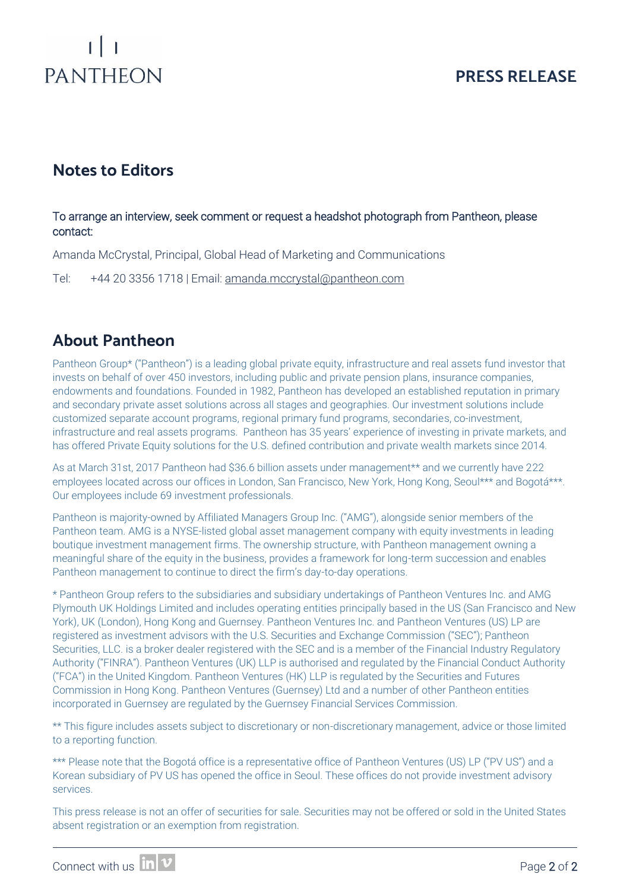## Notes to Editors

To arrange an interview, seek comment or request a headshot photograph from Pantheon, please contact:

Amanda McCrystal, Principal, Global Head of Marketing and Communications

Tel: +44 20 3356 1718 | Email: amanda.mccrystal@pantheon.com

## About Pantheon

Pantheon Group* ("Pantheon") is a leading global private equity, infrastructure and real assets fund investor that invests on behalf of over 450 investors, including public and private pension plans, insurance companies, endowments and foundations. Founded in 1982, Pantheon has developed an established reputation in primary and secondary private asset solutions across all stages and geographies. Our investment solutions include customized separate account programs, regional primary fund programs, secondaries, co-investment, infrastructure and real assets programs. Pantheon has 35 years' experience of investing in private markets, and has offered Private Equity solutions for the U.S. defined contribution and private wealth markets since 2014.

As at March 31st, 2017 Pantheon had $36.6 billion assets under management** and we currently have 222 employees located across our offices in London, San Francisco, New York, Hong Kong, Seoul*** and Bogotá***. Our employees include 69 investment professionals.

Pantheon is majority-owned by Affiliated Managers Group Inc. ("AMG"), alongside senior members of the Pantheon team. AMG is a NYSE-listed global asset management company with equity investments in leading boutique investment management firms. The ownership structure, with Pantheon management owning a meaningful share of the equity in the business, provides a framework for long-term succession and enables Pantheon management to continue to direct the firm's day-to-day operations.

* Pantheon Group refers to the subsidiaries and subsidiary undertakings of Pantheon Ventures Inc. and AMG Plymouth UK Holdings Limited and includes operating entities principally based in the US (San Francisco and New York), UK (London), Hong Kong and Guernsey. Pantheon Ventures Inc. and Pantheon Ventures (US) LP are registered as investment advisors with the U.S. Securities and Exchange Commission ("SEC"); Pantheon Securities, LLC. is a broker dealer registered with the SEC and is a member of the Financial Industry Regulatory Authority ("FINRA"). Pantheon Ventures (UK) LLP is authorised and regulated by the Financial Conduct Authority ("FCA") in the United Kingdom. Pantheon Ventures (HK) LLP is regulated by the Securities and Futures Commission in Hong Kong. Pantheon Ventures (Guernsey) Ltd and a number of other Pantheon entities incorporated in Guernsey are regulated by the Guernsey Financial Services Commission.

** This figure includes assets subject to discretionary or non-discretionary management, advice or those limited to a reporting function.

*** Please note that the Bogotá office is a representative office of Pantheon Ventures (US) LP ("PV US") and a Korean subsidiary of PV US has opened the office in Seoul. These offices do not provide investment advisory services.

This press release is not an offer of securities for sale. Securities may not be offered or sold in the United States absent registration or an exemption from registration.

Connect with us